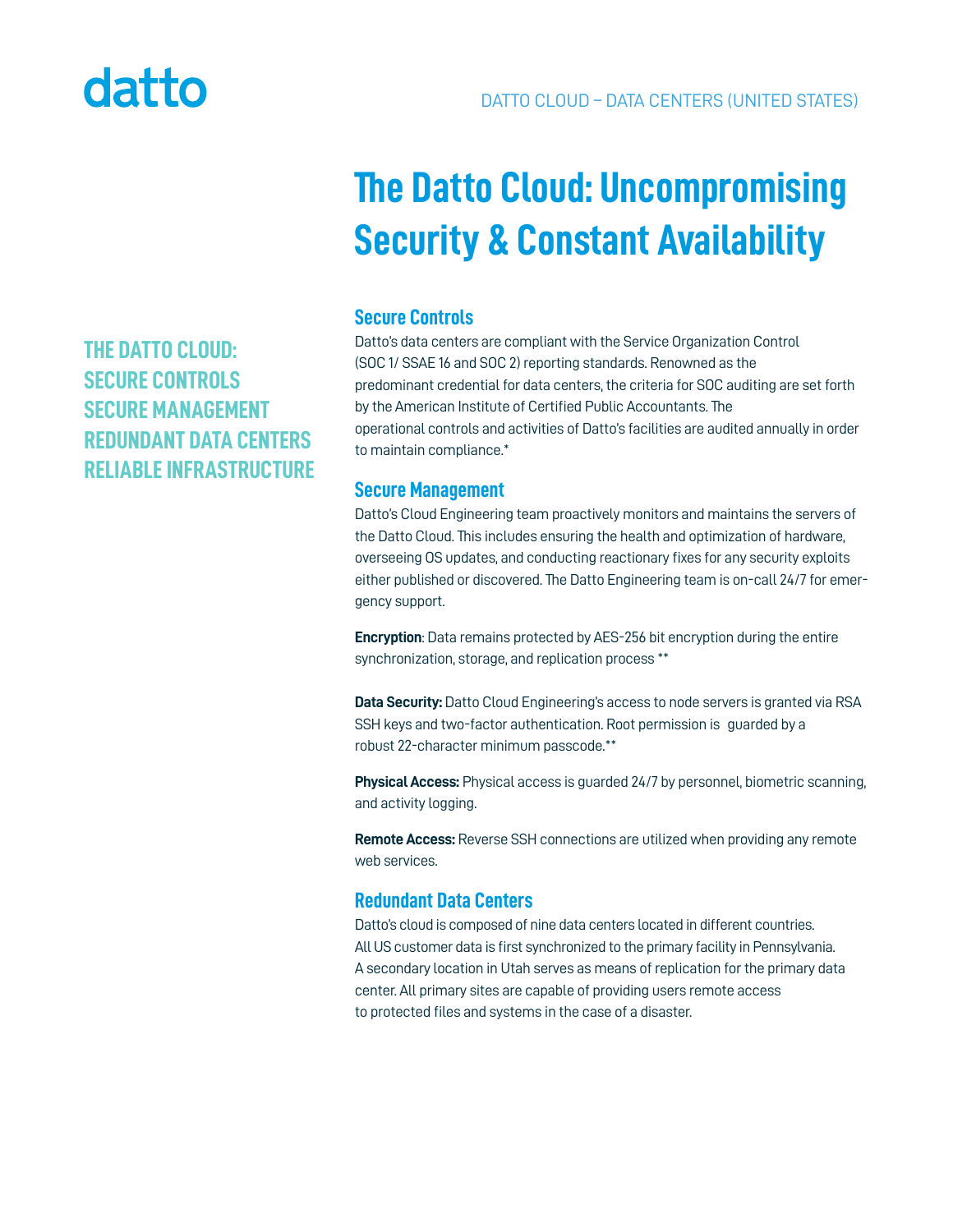datto

DATTO CLOUD – DATA CENTERS (UNITED STATES)

# The Datto Cloud: Uncompromising Security & Constant Availability

**THE DATTO CLOUD:**
**SECURE CONTROLS**
**SECURE MANAGEMENT**
**REDUNDANT DATA CENTERS**
**RELIABLE INFRASTRUCTURE**

## Secure Controls

Datto's data centers are compliant with the Service Organization Control (SOC 1/ SSAE 16 and SOC 2) reporting standards. Renowned as the predominant credential for data centers, the criteria for SOC auditing are set forth by the American Institute of Certified Public Accountants. The operational controls and activities of Datto's facilities are audited annually in order to maintain compliance.*

## Secure Management

Datto's Cloud Engineering team proactively monitors and maintains the servers of the Datto Cloud. This includes ensuring the health and optimization of hardware, overseeing OS updates, and conducting reactionary fixes for any security exploits either published or discovered. The Datto Engineering team is on-call 24/7 for emergency support.

**Encryption**: Data remains protected by AES-256 bit encryption during the entire synchronization, storage, and replication process **

**Data Security:** Datto Cloud Engineering's access to node servers is granted via RSA SSH keys and two-factor authentication. Root permission is guarded by a robust 22-character minimum passcode.**

**Physical Access:** Physical access is guarded 24/7 by personnel, biometric scanning, and activity logging.

**Remote Access:** Reverse SSH connections are utilized when providing any remote web services.

## Redundant Data Centers

Datto's cloud is composed of nine data centers located in different countries. All US customer data is first synchronized to the primary facility in Pennsylvania. A secondary location in Utah serves as means of replication for the primary data center. All primary sites are capable of providing users remote access to protected files and systems in the case of a disaster.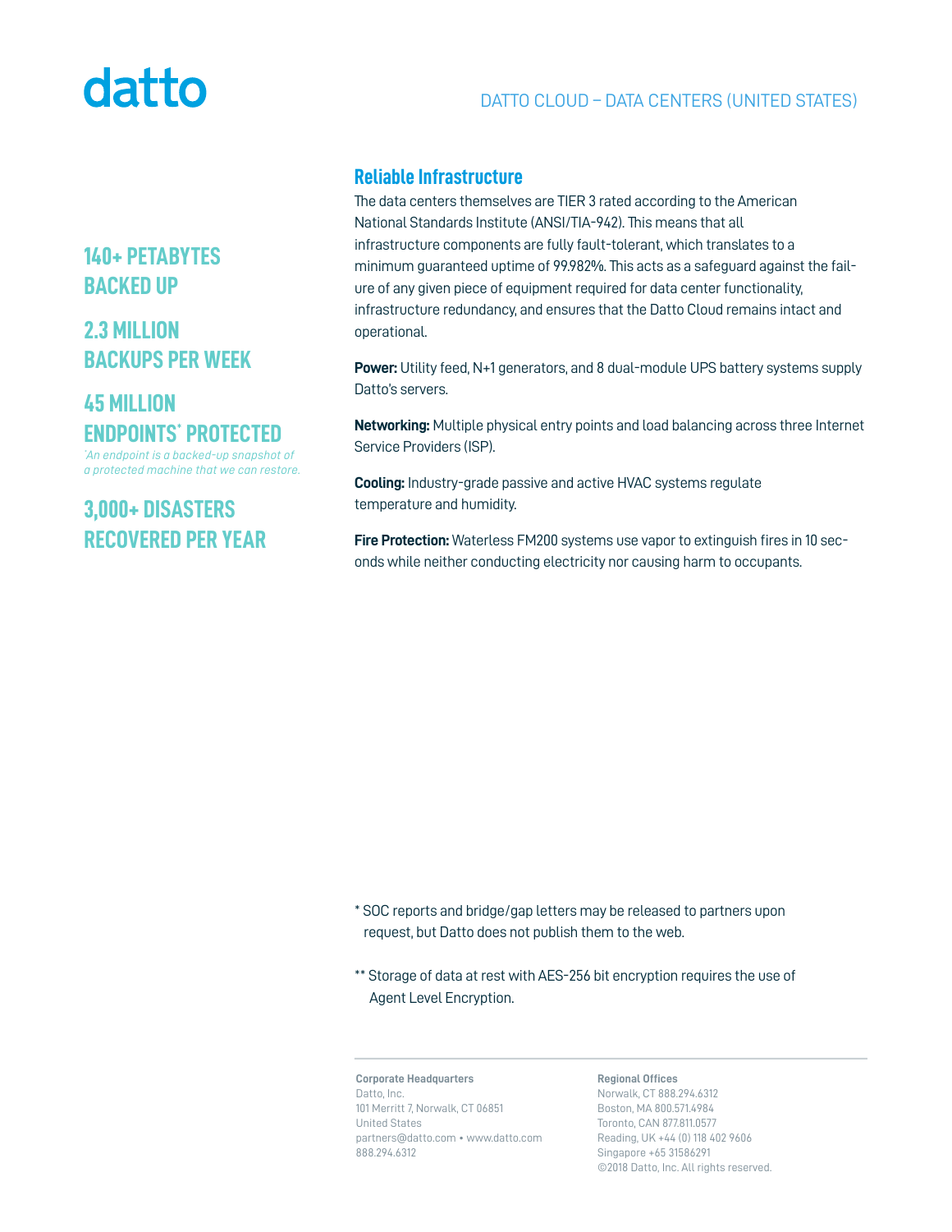140+ PETABYTES BACKED UP

2.3 MILLION BACKUPS PER WEEK

45 MILLION ENDPOINTS* PROTECTED

*An endpoint is a backed-up snapshot of a protected machine that we can restore.*

3,000+ DISASTERS RECOVERED PER YEAR

## Reliable Infrastructure

The data centers themselves are TIER 3 rated according to the American National Standards Institute (ANSI/TIA-942). This means that all infrastructure components are fully fault-tolerant, which translates to a minimum guaranteed uptime of 99.982%. This acts as a safeguard against the failure of any given piece of equipment required for data center functionality, infrastructure redundancy, and ensures that the Datto Cloud remains intact and operational.

**Power:** Utility feed, N+1 generators, and 8 dual-module UPS battery systems supply Datto's servers.

**Networking:** Multiple physical entry points and load balancing across three Internet Service Providers (ISP).

**Cooling:** Industry-grade passive and active HVAC systems regulate temperature and humidity.

**Fire Protection:** Waterless FM200 systems use vapor to extinguish fires in 10 seconds while neither conducting electricity nor causing harm to occupants.

\* SOC reports and bridge/gap letters may be released to partners upon request, but Datto does not publish them to the web.

\*\* Storage of data at rest with AES-256 bit encryption requires the use of Agent Level Encryption.

**Corporate Headquarters**
Datto, Inc.
101 Merritt 7, Norwalk, CT 06851
United States
partners@datto.com • www.datto.com
888.294.6312

**Regional Offices**
Norwalk, CT 888.294.6312
Boston, MA 800.571.4984
Toronto, CAN 877.811.0577
Reading, UK +44 (0) 118 402 9606
Singapore +65 31586291
©2018 Datto, Inc. All rights reserved.